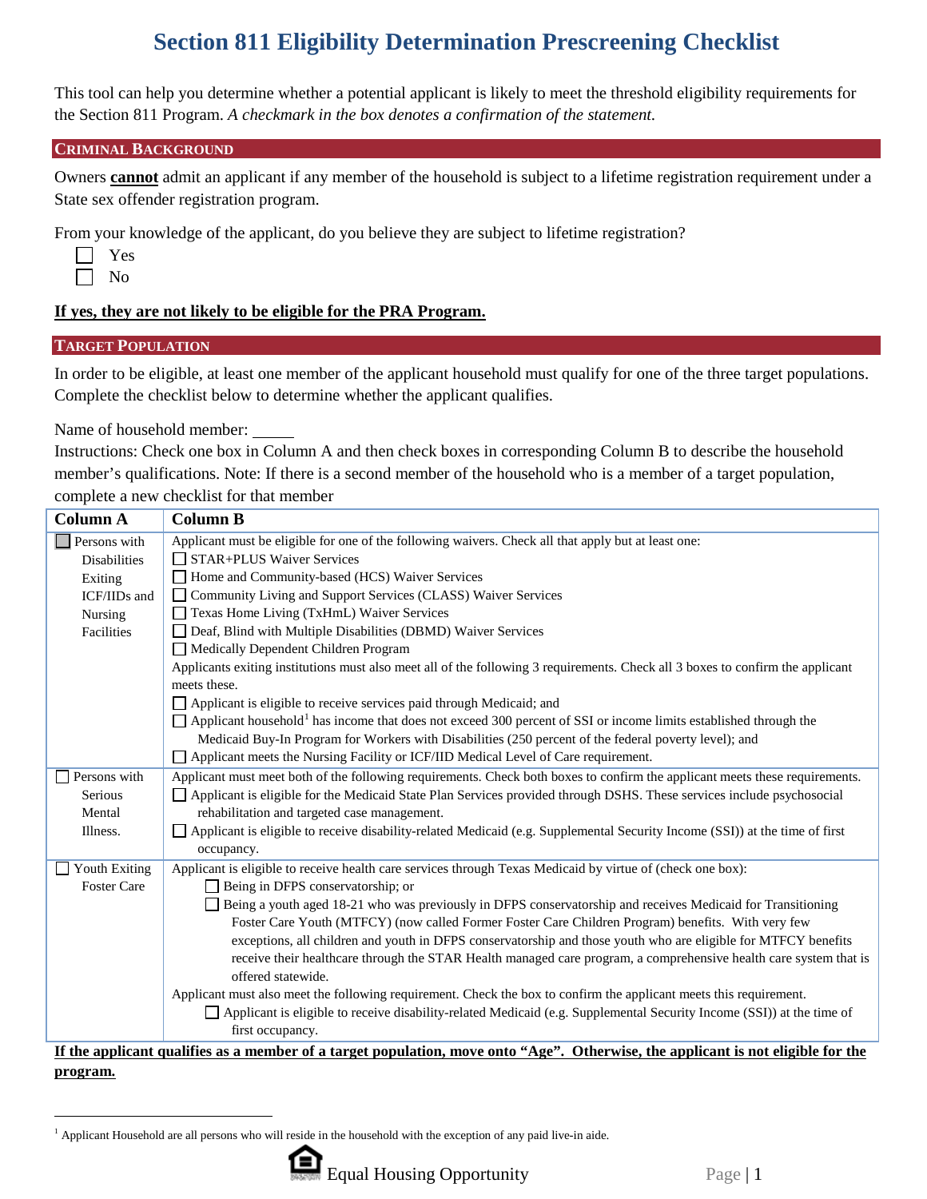# Section 811 Eligibility Determination Prescreening Checklist

This tool can help you determine whether a potential applicant is likely to meet the threshold eligibility requirements for the Section 811 Program. *A checkmark in the box denotes a confirmation of the statement.*

## CRIMINAL BACKGROUND

Owners **cannot** admit an applicant if any member of the household is subject to a lifetime registration requirement under a State sex offender registration program.

From your knowledge of the applicant, do you believe they are subject to lifetime registration?

☐ Yes
☐ No

**If yes, they are not likely to be eligible for the PRA Program.**

## TARGET POPULATION

In order to be eligible, at least one member of the applicant household must qualify for one of the three target populations. Complete the checklist below to determine whether the applicant qualifies.

Name of household member: _____

Instructions: Check one box in Column A and then check boxes in corresponding Column B to describe the household member's qualifications. Note: If there is a second member of the household who is a member of a target population, complete a new checklist for that member

| Column A | Column B |
|---|---|
| ☐ Persons with Disabilities Exiting ICF/IIDs and Nursing Facilities | Applicant must be eligible for one of the following waivers. Check all that apply but at least one:<br>☐ STAR+PLUS Waiver Services<br>☐ Home and Community-based (HCS) Waiver Services<br>☐ Community Living and Support Services (CLASS) Waiver Services<br>☐ Texas Home Living (TxHmL) Waiver Services<br>☐ Deaf, Blind with Multiple Disabilities (DBMD) Waiver Services<br>☐ Medically Dependent Children Program<br>Applicants exiting institutions must also meet all of the following 3 requirements. Check all 3 boxes to confirm the applicant meets these.<br>☐ Applicant is eligible to receive services paid through Medicaid; and<br>☐ Applicant household[1] has income that does not exceed 300 percent of SSI or income limits established through the Medicaid Buy-In Program for Workers with Disabilities (250 percent of the federal poverty level); and<br>☐ Applicant meets the Nursing Facility or ICF/IID Medical Level of Care requirement. |
| ☐ Persons with Serious Mental Illness. | Applicant must meet both of the following requirements. Check both boxes to confirm the applicant meets these requirements.<br>☐ Applicant is eligible for the Medicaid State Plan Services provided through DSHS. These services include psychosocial rehabilitation and targeted case management.<br>☐ Applicant is eligible to receive disability-related Medicaid (e.g. Supplemental Security Income (SSI)) at the time of first occupancy. |
| ☐ Youth Exiting Foster Care | Applicant is eligible to receive health care services through Texas Medicaid by virtue of (check one box):<br>☐ Being in DFPS conservatorship; or<br>☐ Being a youth aged 18-21 who was previously in DFPS conservatorship and receives Medicaid for Transitioning Foster Care Youth (MTFCY) (now called Former Foster Care Children Program) benefits. With very few exceptions, all children and youth in DFPS conservatorship and those youth who are eligible for MTFCY benefits receive their healthcare through the STAR Health managed care program, a comprehensive health care system that is offered statewide.<br>Applicant must also meet the following requirement. Check the box to confirm the applicant meets this requirement.<br>☐ Applicant is eligible to receive disability-related Medicaid (e.g. Supplemental Security Income (SSI)) at the time of first occupancy. |

**If the applicant qualifies as a member of a target population, move onto "Age". Otherwise, the applicant is not eligible for the program.**

[1] Applicant Household are all persons who will reside in the household with the exception of any paid live-in aide.

Equal Housing Opportunity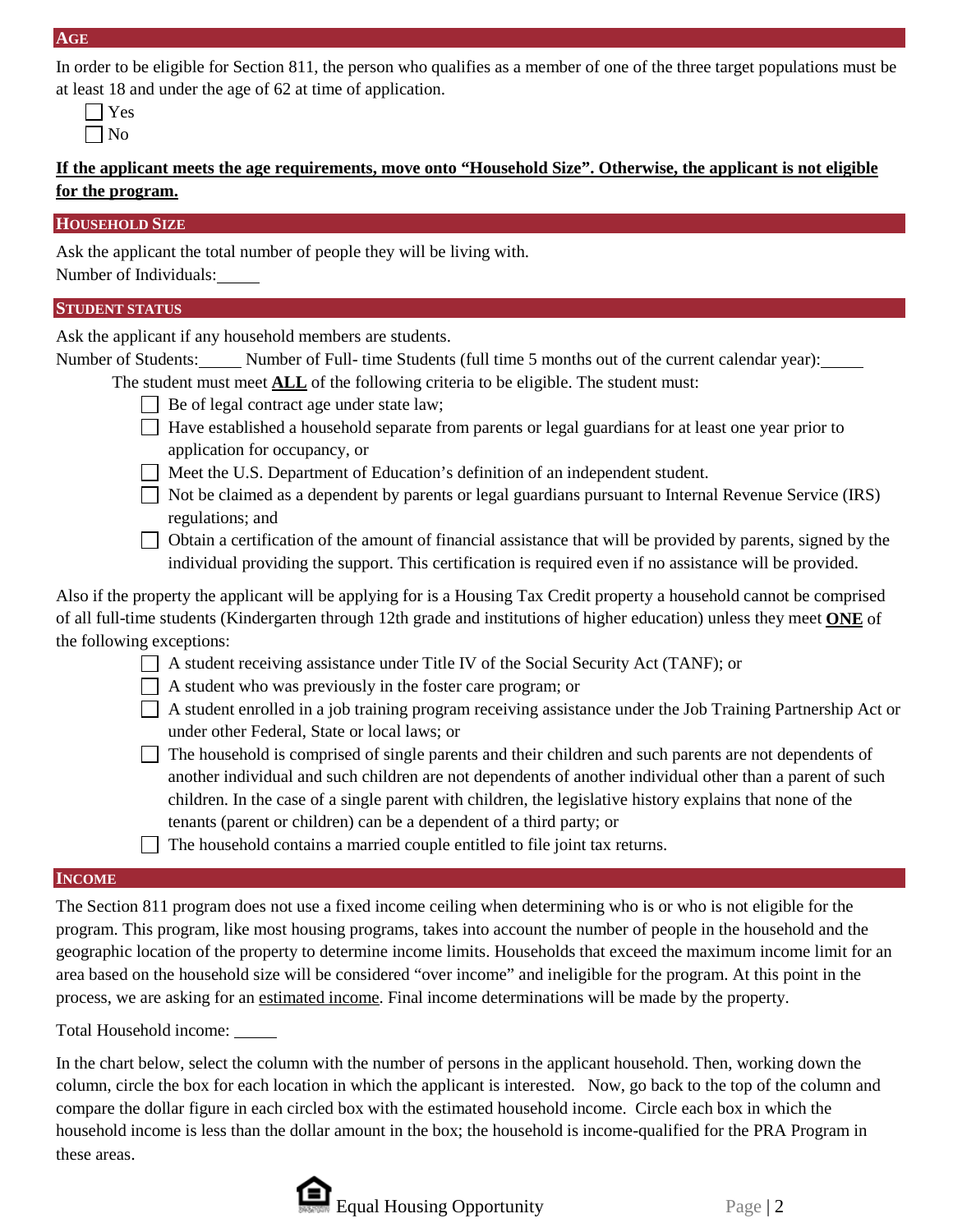## AGE

In order to be eligible for Section 811, the person who qualifies as a member of one of the three target populations must be at least 18 and under the age of 62 at time of application.

- ☐ Yes
- ☐ No

**If the applicant meets the age requirements, move onto "Household Size". Otherwise, the applicant is not eligible for the program.**

## HOUSEHOLD SIZE

Ask the applicant the total number of people they will be living with.

Number of Individuals: _____

## STUDENT STATUS

Ask the applicant if any household members are students.

Number of Students: _____ Number of Full- time Students (full time 5 months out of the current calendar year): _____

The student must meet **ALL** of the following criteria to be eligible. The student must:

- ☐ Be of legal contract age under state law;
- ☐ Have established a household separate from parents or legal guardians for at least one year prior to application for occupancy, or
- ☐ Meet the U.S. Department of Education's definition of an independent student.
- ☐ Not be claimed as a dependent by parents or legal guardians pursuant to Internal Revenue Service (IRS) regulations; and
- ☐ Obtain a certification of the amount of financial assistance that will be provided by parents, signed by the individual providing the support. This certification is required even if no assistance will be provided.

Also if the property the applicant will be applying for is a Housing Tax Credit property a household cannot be comprised of all full-time students (Kindergarten through 12th grade and institutions of higher education) unless they meet **ONE** of the following exceptions:

- ☐ A student receiving assistance under Title IV of the Social Security Act (TANF); or
- ☐ A student who was previously in the foster care program; or
- ☐ A student enrolled in a job training program receiving assistance under the Job Training Partnership Act or under other Federal, State or local laws; or
- ☐ The household is comprised of single parents and their children and such parents are not dependents of another individual and such children are not dependents of another individual other than a parent of such children. In the case of a single parent with children, the legislative history explains that none of the tenants (parent or children) can be a dependent of a third party; or
- ☐ The household contains a married couple entitled to file joint tax returns.

## INCOME

The Section 811 program does not use a fixed income ceiling when determining who is or who is not eligible for the program. This program, like most housing programs, takes into account the number of people in the household and the geographic location of the property to determine income limits. Households that exceed the maximum income limit for an area based on the household size will be considered "over income" and ineligible for the program. At this point in the process, we are asking for an estimated income. Final income determinations will be made by the property.

Total Household income: _____

In the chart below, select the column with the number of persons in the applicant household. Then, working down the column, circle the box for each location in which the applicant is interested. Now, go back to the top of the column and compare the dollar figure in each circled box with the estimated household income. Circle each box in which the household income is less than the dollar amount in the box; the household is income-qualified for the PRA Program in these areas.

Equal Housing Opportunity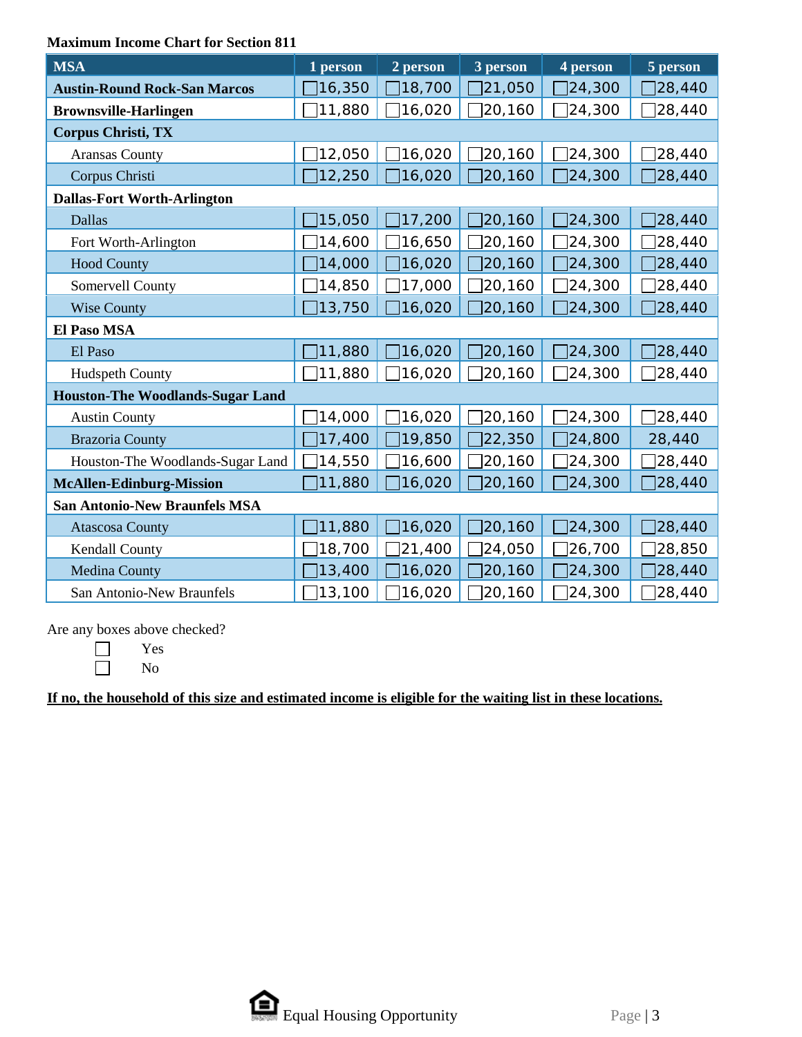**Maximum Income Chart for Section 811**

| MSA | 1 person | 2 person | 3 person | 4 person | 5 person |
|---|---|---|---|---|---|
| **Austin-Round Rock-San Marcos** | ☐16,350 | ☐18,700 | ☐21,050 | ☐24,300 | ☐28,440 |
| **Brownsville-Harlingen** | ☐11,880 | ☐16,020 | ☐20,160 | ☐24,300 | ☐28,440 |
| **Corpus Christi, TX** | | | | | |
| Aransas County | ☐12,050 | ☐16,020 | ☐20,160 | ☐24,300 | ☐28,440 |
| Corpus Christi | ☐12,250 | ☐16,020 | ☐20,160 | ☐24,300 | ☐28,440 |
| **Dallas-Fort Worth-Arlington** | | | | | |
| Dallas | ☐15,050 | ☐17,200 | ☐20,160 | ☐24,300 | ☐28,440 |
| Fort Worth-Arlington | ☐14,600 | ☐16,650 | ☐20,160 | ☐24,300 | ☐28,440 |
| Hood County | ☐14,000 | ☐16,020 | ☐20,160 | ☐24,300 | ☐28,440 |
| Somervell County | ☐14,850 | ☐17,000 | ☐20,160 | ☐24,300 | ☐28,440 |
| Wise County | ☐13,750 | ☐16,020 | ☐20,160 | ☐24,300 | ☐28,440 |
| **El Paso MSA** | | | | | |
| El Paso | ☐11,880 | ☐16,020 | ☐20,160 | ☐24,300 | ☐28,440 |
| Hudspeth County | ☐11,880 | ☐16,020 | ☐20,160 | ☐24,300 | ☐28,440 |
| **Houston-The Woodlands-Sugar Land** | | | | | |
| Austin County | ☐14,000 | ☐16,020 | ☐20,160 | ☐24,300 | ☐28,440 |
| Brazoria County | ☐17,400 | ☐19,850 | ☐22,350 | ☐24,800 | 28,440 |
| Houston-The Woodlands-Sugar Land | ☐14,550 | ☐16,600 | ☐20,160 | ☐24,300 | ☐28,440 |
| **McAllen-Edinburg-Mission** | ☐11,880 | ☐16,020 | ☐20,160 | ☐24,300 | ☐28,440 |
| **San Antonio-New Braunfels MSA** | | | | | |
| Atascosa County | ☐11,880 | ☐16,020 | ☐20,160 | ☐24,300 | ☐28,440 |
| Kendall County | ☐18,700 | ☐21,400 | ☐24,050 | ☐26,700 | ☐28,850 |
| Medina County | ☐13,400 | ☐16,020 | ☐20,160 | ☐24,300 | ☐28,440 |
| San Antonio-New Braunfels | ☐13,100 | ☐16,020 | ☐20,160 | ☐24,300 | ☐28,440 |

Are any boxes above checked?

☐ Yes

☐ No

**If no, the household of this size and estimated income is eligible for the waiting list in these locations.**

Equal Housing Opportunity